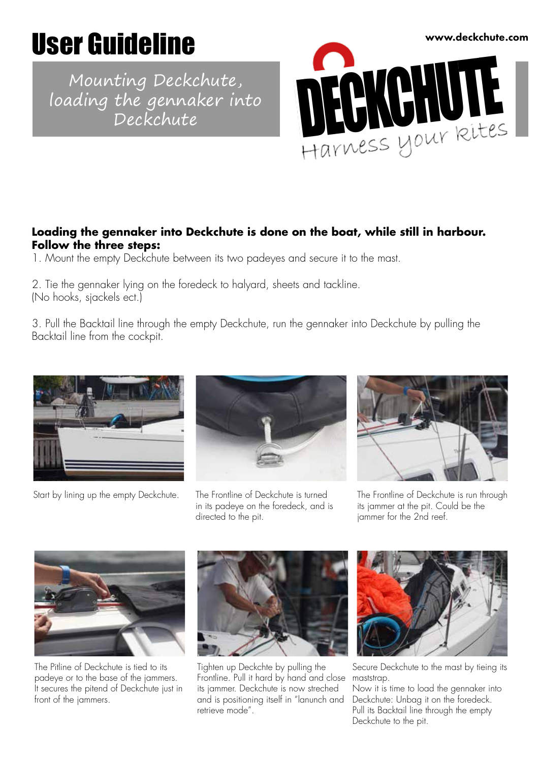# User Guideline

## Mounting Deckchute, loading the gennaker into Deckchute

www.deckchute.com

DECKCHUTE
Harness your Kites

**Loading the gennaker into Deckchute is done on the boat, while still in harbour.**
**Follow the three steps:**

1. Mount the empty Deckchute between its two padeyes and secure it to the mast.

2. Tie the gennaker lying on the foredeck to halyard, sheets and tackline.
(No hooks, sjackels ect.)

3. Pull the Backtail line through the empty Deckchute, run the gennaker into Deckchute by pulling the Backtail line from the cockpit.

Start by lining up the empty Deckchute.

The Frontline of Deckchute is turned in its padeye on the foredeck, and is directed to the pit.

The Frontline of Deckchute is run through its jammer at the pit. Could be the jammer for the 2nd reef.

The Pitline of Deckchute is tied to its padeye or to the base of the jammers. It secures the pitend of Deckchute just in front of the jammers.

Tighten up Deckchte by pulling the Frontline. Pull it hard by hand and close its jammer. Deckchute is now streched and is positioning itself in "lanunch and retrieve mode".

Secure Deckchute to the mast by tieing its maststrap.
Now it is time to load the gennaker into Deckchute: Unbag it on the foredeck. Pull its Backtail line through the empty Deckchute to the pit.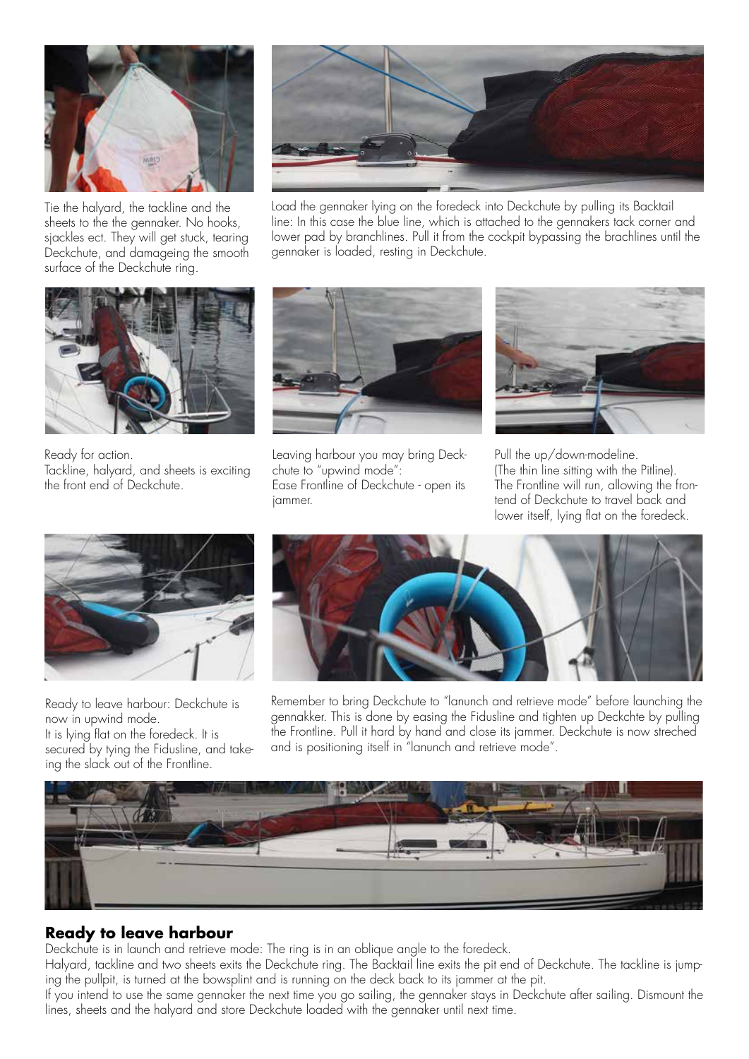Tie the halyard, the tackline and the sheets to the the gennaker. No hooks, sjackles ect. They will get stuck, tearing Deckchute, and damageing the smooth surface of the Deckchute ring.

Load the gennaker lying on the foredeck into Deckchute by pulling its Backtail line: In this case the blue line, which is attached to the gennakers tack corner and lower pad by branchlines. Pull it from the cockpit bypassing the brachlines until the gennaker is loaded, resting in Deckchute.

Ready for action.
Tackline, halyard, and sheets is exciting the front end of Deckchute.

Leaving harbour you may bring Deckchute to "upwind mode":
Ease Frontline of Deckchute - open its jammer.

Pull the up/down-modeline.
(The thin line sitting with the Pitline).
The Frontline will run, allowing the frontend of Deckchute to travel back and lower itself, lying flat on the foredeck.

Ready to leave harbour: Deckchute is now in upwind mode.
It is lying flat on the foredeck. It is secured by tying the Fidusline, and taking the slack out of the Frontline.

Remember to bring Deckchute to "lanunch and retrieve mode" before launching the gennakker. This is done by easing the Fidusline and tighten up Deckchte by pulling the Frontline. Pull it hard by hand and close its jammer. Deckchute is now streched and is positioning itself in "lanunch and retrieve mode".

## Ready to leave harbour

Deckchute is in launch and retrieve mode: The ring is in an oblique angle to the foredeck.
Halyard, tackline and two sheets exits the Deckchute ring. The Backtail line exits the pit end of Deckchute. The tackline is jumping the pullpit, is turned at the bowsplint and is running on the deck back to its jammer at the pit.
If you intend to use the same gennaker the next time you go sailing, the gennaker stays in Deckchute after sailing. Dismount the lines, sheets and the halyard and store Deckchute loaded with the gennaker until next time.